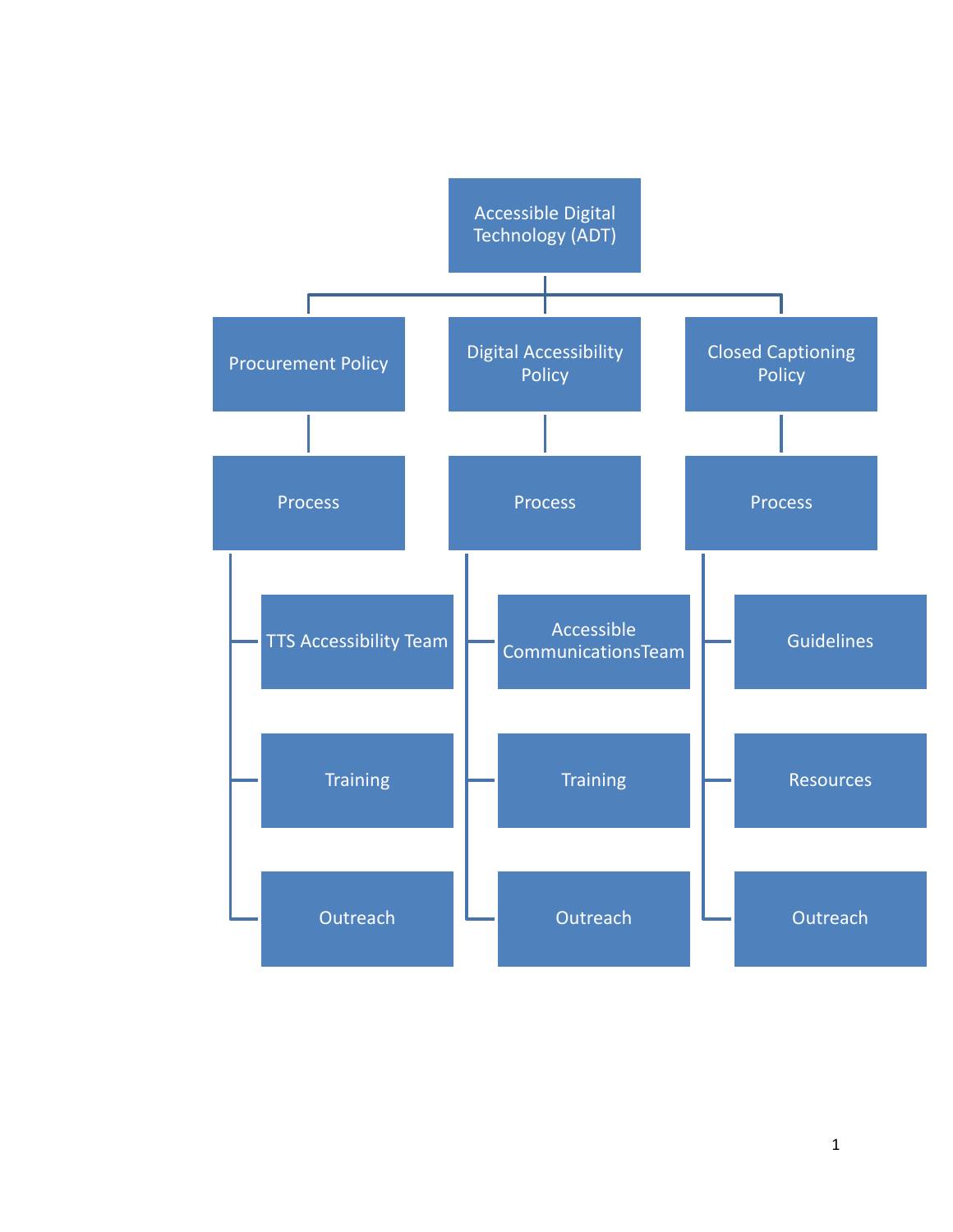- Accessible Digital Technology (ADT)
  - Procurement Policy
    - Process
      - TTS Accessibility Team
      - Training
      - Outreach
  - Digital Accessibility Policy
    - Process
      - Accessible CommunicationsTeam
      - Training
      - Outreach
  - Closed Captioning Policy
    - Process
      - Guidelines
      - Resources
      - Outreach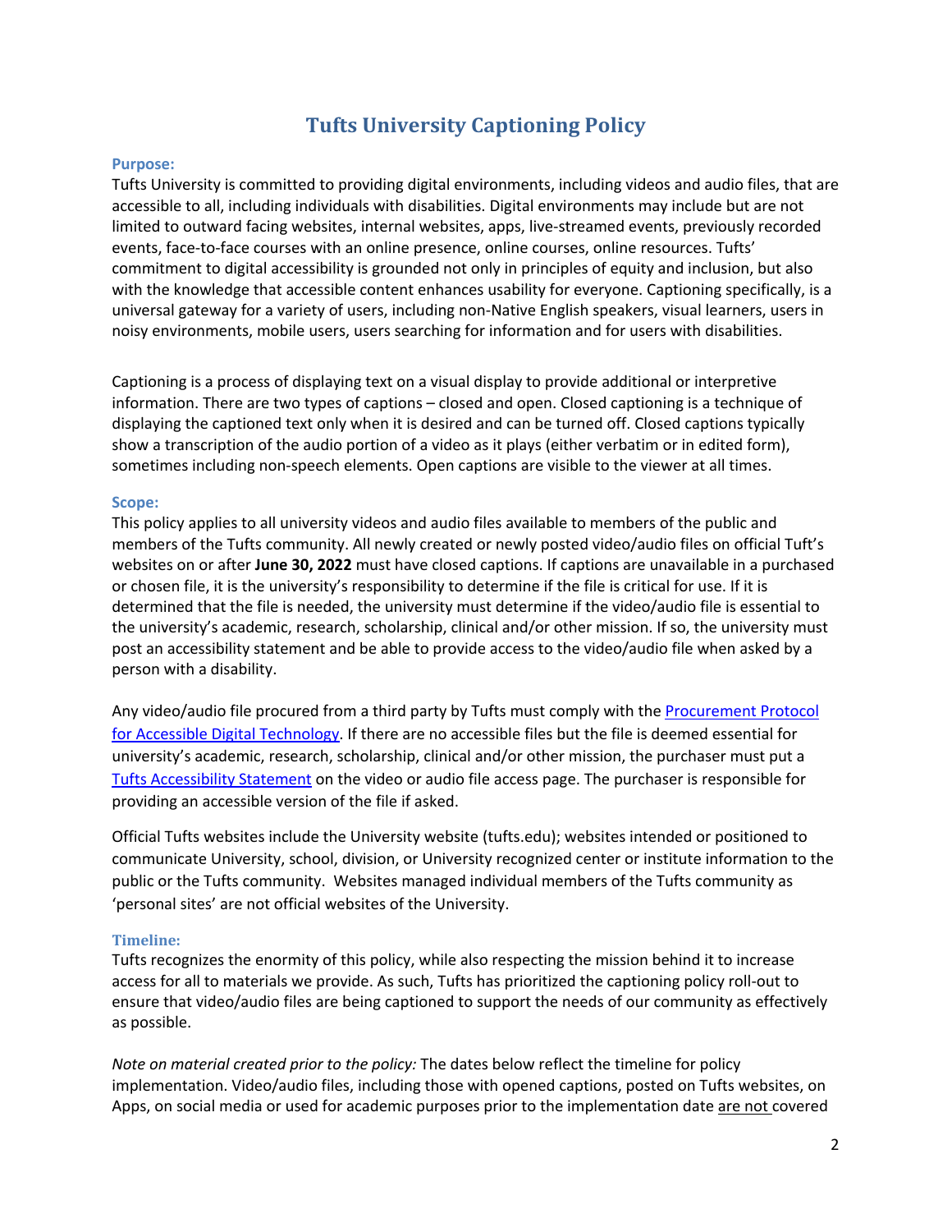# Tufts University Captioning Policy

### Purpose:

Tufts University is committed to providing digital environments, including videos and audio files, that are accessible to all, including individuals with disabilities. Digital environments may include but are not limited to outward facing websites, internal websites, apps, live-streamed events, previously recorded events, face-to-face courses with an online presence, online courses, online resources. Tufts' commitment to digital accessibility is grounded not only in principles of equity and inclusion, but also with the knowledge that accessible content enhances usability for everyone. Captioning specifically, is a universal gateway for a variety of users, including non-Native English speakers, visual learners, users in noisy environments, mobile users, users searching for information and for users with disabilities.

Captioning is a process of displaying text on a visual display to provide additional or interpretive information. There are two types of captions – closed and open. Closed captioning is a technique of displaying the captioned text only when it is desired and can be turned off. Closed captions typically show a transcription of the audio portion of a video as it plays (either verbatim or in edited form), sometimes including non-speech elements. Open captions are visible to the viewer at all times.

### Scope:

This policy applies to all university videos and audio files available to members of the public and members of the Tufts community. All newly created or newly posted video/audio files on official Tuft's websites on or after **June 30, 2022** must have closed captions. If captions are unavailable in a purchased or chosen file, it is the university's responsibility to determine if the file is critical for use. If it is determined that the file is needed, the university must determine if the video/audio file is essential to the university's academic, research, scholarship, clinical and/or other mission. If so, the university must post an accessibility statement and be able to provide access to the video/audio file when asked by a person with a disability.

Any video/audio file procured from a third party by Tufts must comply with the Procurement Protocol for Accessible Digital Technology. If there are no accessible files but the file is deemed essential for university's academic, research, scholarship, clinical and/or other mission, the purchaser must put a Tufts Accessibility Statement on the video or audio file access page. The purchaser is responsible for providing an accessible version of the file if asked.

Official Tufts websites include the University website (tufts.edu); websites intended or positioned to communicate University, school, division, or University recognized center or institute information to the public or the Tufts community. Websites managed individual members of the Tufts community as 'personal sites' are not official websites of the University.

### Timeline:

Tufts recognizes the enormity of this policy, while also respecting the mission behind it to increase access for all to materials we provide. As such, Tufts has prioritized the captioning policy roll-out to ensure that video/audio files are being captioned to support the needs of our community as effectively as possible.

*Note on material created prior to the policy:* The dates below reflect the timeline for policy implementation. Video/audio files, including those with opened captions, posted on Tufts websites, on Apps, on social media or used for academic purposes prior to the implementation date are not covered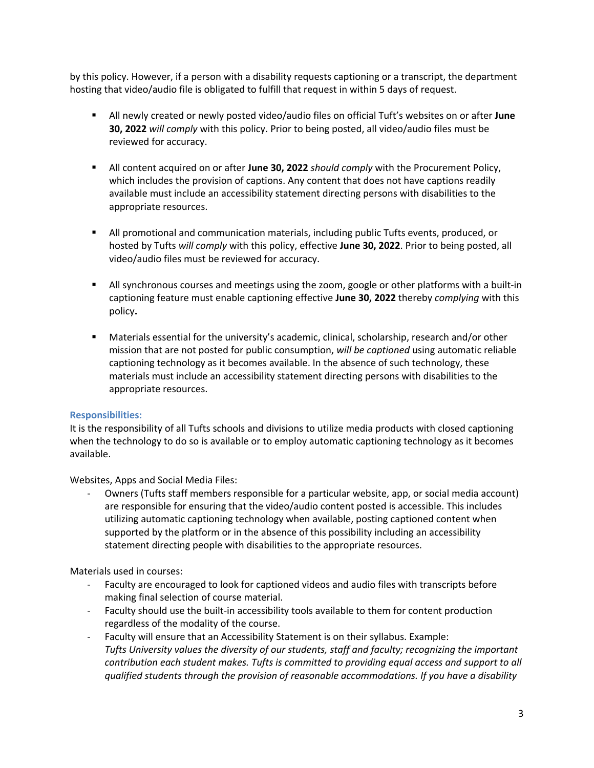by this policy. However, if a person with a disability requests captioning or a transcript, the department hosting that video/audio file is obligated to fulfill that request in within 5 days of request.

- All newly created or newly posted video/audio files on official Tuft's websites on or after **June 30, 2022** *will comply* with this policy. Prior to being posted, all video/audio files must be reviewed for accuracy.

- All content acquired on or after **June 30, 2022** *should comply* with the Procurement Policy, which includes the provision of captions. Any content that does not have captions readily available must include an accessibility statement directing persons with disabilities to the appropriate resources.

- All promotional and communication materials, including public Tufts events, produced, or hosted by Tufts *will comply* with this policy, effective **June 30, 2022**. Prior to being posted, all video/audio files must be reviewed for accuracy.

- All synchronous courses and meetings using the zoom, google or other platforms with a built-in captioning feature must enable captioning effective **June 30, 2022** thereby *complying* with this policy**.**

- Materials essential for the university's academic, clinical, scholarship, research and/or other mission that are not posted for public consumption, *will be captioned* using automatic reliable captioning technology as it becomes available. In the absence of such technology, these materials must include an accessibility statement directing persons with disabilities to the appropriate resources.

### Responsibilities:

It is the responsibility of all Tufts schools and divisions to utilize media products with closed captioning when the technology to do so is available or to employ automatic captioning technology as it becomes available.

Websites, Apps and Social Media Files:

- Owners (Tufts staff members responsible for a particular website, app, or social media account) are responsible for ensuring that the video/audio content posted is accessible. This includes utilizing automatic captioning technology when available, posting captioned content when supported by the platform or in the absence of this possibility including an accessibility statement directing people with disabilities to the appropriate resources.

Materials used in courses:

- Faculty are encouraged to look for captioned videos and audio files with transcripts before making final selection of course material.
- Faculty should use the built-in accessibility tools available to them for content production regardless of the modality of the course.
- Faculty will ensure that an Accessibility Statement is on their syllabus. Example: *Tufts University values the diversity of our students, staff and faculty; recognizing the important contribution each student makes. Tufts is committed to providing equal access and support to all qualified students through the provision of reasonable accommodations. If you have a disability*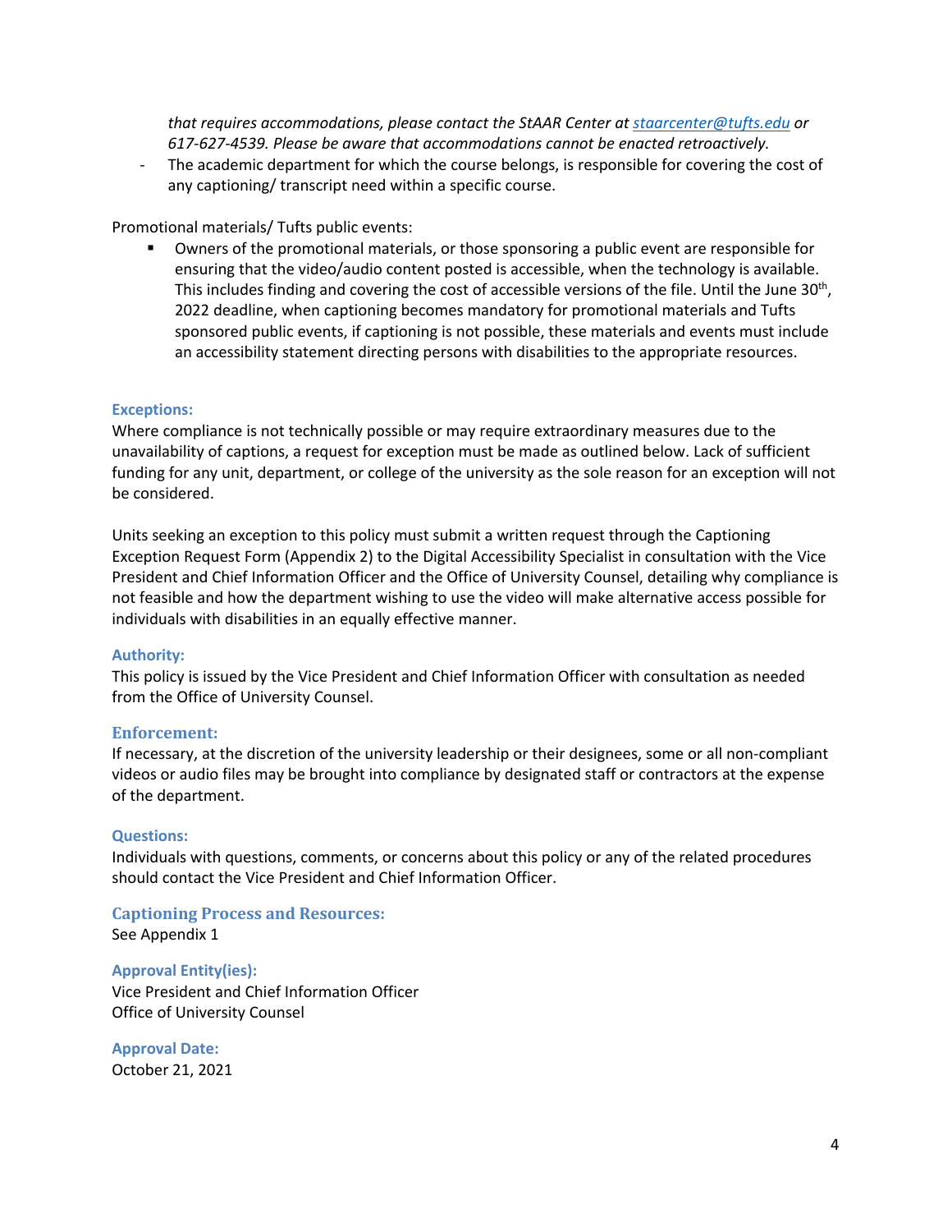*that requires accommodations, please contact the StAAR Center at [staarcenter@tufts.edu](mailto:staarcenter@tufts.edu) or 617-627-4539. Please be aware that accommodations cannot be enacted retroactively.*

- The academic department for which the course belongs, is responsible for covering the cost of any captioning/ transcript need within a specific course.

Promotional materials/ Tufts public events:

- Owners of the promotional materials, or those sponsoring a public event are responsible for ensuring that the video/audio content posted is accessible, when the technology is available. This includes finding and covering the cost of accessible versions of the file. Until the June 30th, 2022 deadline, when captioning becomes mandatory for promotional materials and Tufts sponsored public events, if captioning is not possible, these materials and events must include an accessibility statement directing persons with disabilities to the appropriate resources.

### Exceptions:

Where compliance is not technically possible or may require extraordinary measures due to the unavailability of captions, a request for exception must be made as outlined below. Lack of sufficient funding for any unit, department, or college of the university as the sole reason for an exception will not be considered.

Units seeking an exception to this policy must submit a written request through the Captioning Exception Request Form (Appendix 2) to the Digital Accessibility Specialist in consultation with the Vice President and Chief Information Officer and the Office of University Counsel, detailing why compliance is not feasible and how the department wishing to use the video will make alternative access possible for individuals with disabilities in an equally effective manner.

### Authority:

This policy is issued by the Vice President and Chief Information Officer with consultation as needed from the Office of University Counsel.

### Enforcement:

If necessary, at the discretion of the university leadership or their designees, some or all non-compliant videos or audio files may be brought into compliance by designated staff or contractors at the expense of the department.

### Questions:

Individuals with questions, comments, or concerns about this policy or any of the related procedures should contact the Vice President and Chief Information Officer.

### Captioning Process and Resources:

See Appendix 1

### Approval Entity(ies):

Vice President and Chief Information Officer
Office of University Counsel

### Approval Date:

October 21, 2021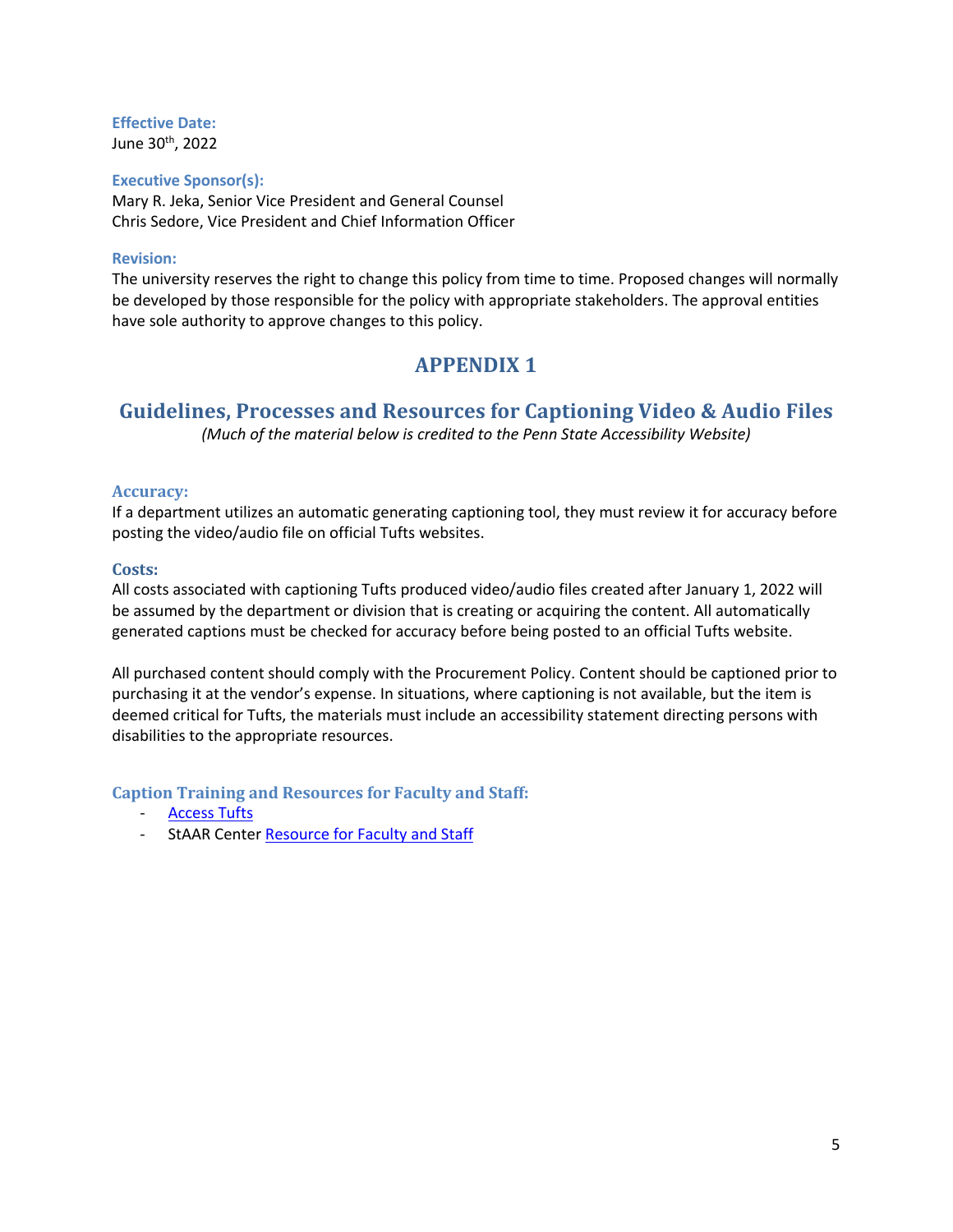**Effective Date:**
June 30th, 2022

**Executive Sponsor(s):**
Mary R. Jeka, Senior Vice President and General Counsel
Chris Sedore, Vice President and Chief Information Officer

**Revision:**
The university reserves the right to change this policy from time to time. Proposed changes will normally be developed by those responsible for the policy with appropriate stakeholders. The approval entities have sole authority to approve changes to this policy.

# APPENDIX 1

## Guidelines, Processes and Resources for Captioning Video & Audio Files

*(Much of the material below is credited to the Penn State Accessibility Website)*

### Accuracy:

If a department utilizes an automatic generating captioning tool, they must review it for accuracy before posting the video/audio file on official Tufts websites.

### Costs:

All costs associated with captioning Tufts produced video/audio files created after January 1, 2022 will be assumed by the department or division that is creating or acquiring the content. All automatically generated captions must be checked for accuracy before being posted to an official Tufts website.

All purchased content should comply with the Procurement Policy. Content should be captioned prior to purchasing it at the vendor's expense. In situations, where captioning is not available, but the item is deemed critical for Tufts, the materials must include an accessibility statement directing persons with disabilities to the appropriate resources.

### Caption Training and Resources for Faculty and Staff:

- Access Tufts
- StAAR Center Resource for Faculty and Staff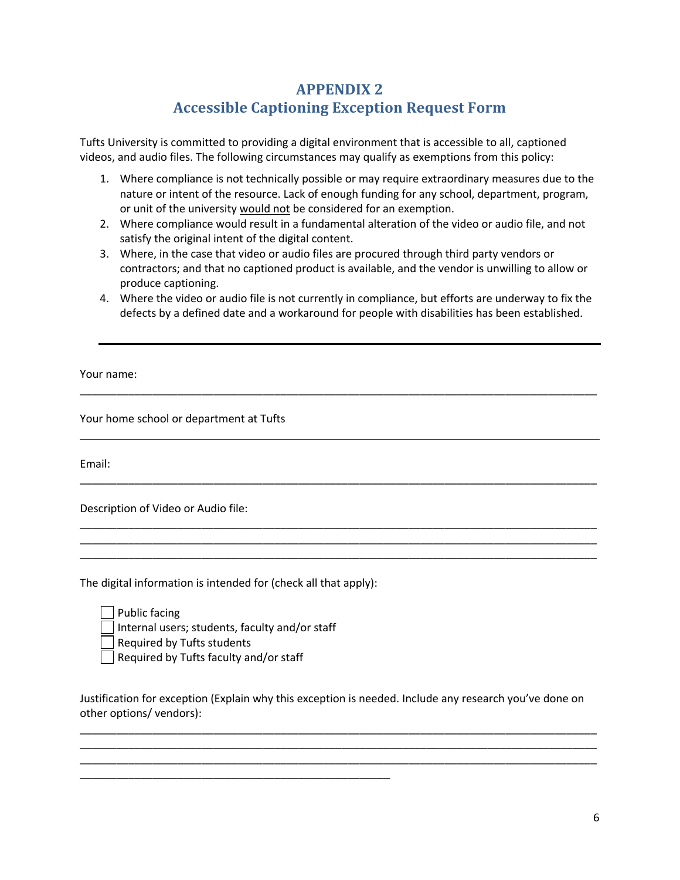# APPENDIX 2
## Accessible Captioning Exception Request Form

Tufts University is committed to providing a digital environment that is accessible to all, captioned videos, and audio files. The following circumstances may qualify as exemptions from this policy:

1. Where compliance is not technically possible or may require extraordinary measures due to the nature or intent of the resource. Lack of enough funding for any school, department, program, or unit of the university would not be considered for an exemption.
2. Where compliance would result in a fundamental alteration of the video or audio file, and not satisfy the original intent of the digital content.
3. Where, in the case that video or audio files are procured through third party vendors or contractors; and that no captioned product is available, and the vendor is unwilling to allow or produce captioning.
4. Where the video or audio file is not currently in compliance, but efforts are underway to fix the defects by a defined date and a workaround for people with disabilities has been established.

---

Your name:

___________________________________________________________________________

Your home school or department at Tufts

___________________________________________________________________________

Email:

___________________________________________________________________________

Description of Video or Audio file:

___________________________________________________________________________
___________________________________________________________________________
___________________________________________________________________________

The digital information is intended for (check all that apply):

- ☐ Public facing
- ☐ Internal users; students, faculty and/or staff
- ☐ Required by Tufts students
- ☐ Required by Tufts faculty and/or staff

Justification for exception (Explain why this exception is needed. Include any research you've done on other options/ vendors):

___________________________________________________________________________
___________________________________________________________________________
___________________________________________________________________________
____________________________________________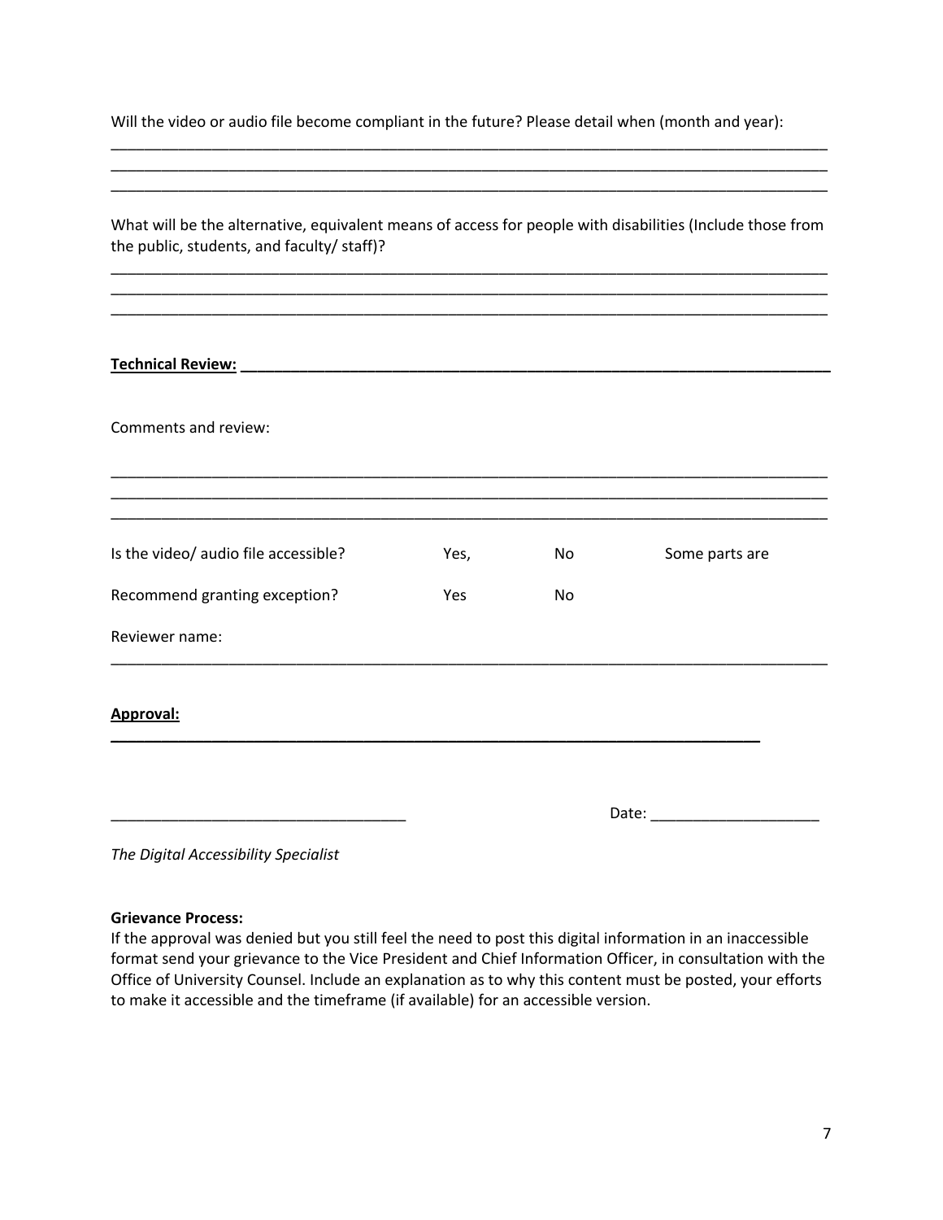Will the video or audio file become compliant in the future? Please detail when (month and year):

______________________________________________________________________________________
______________________________________________________________________________________
______________________________________________________________________________________

What will be the alternative, equivalent means of access for people with disabilities (Include those from the public, students, and faculty/ staff)?

______________________________________________________________________________________
______________________________________________________________________________________
______________________________________________________________________________________

**Technical Review: ______________________________________________________________**

Comments and review:

______________________________________________________________________________________
______________________________________________________________________________________
______________________________________________________________________________________

| | | | |
|---|---|---|---|
| Is the video/ audio file accessible? | Yes, | No | Some parts are |
| Recommend granting exception? | Yes | No | |

Reviewer name:

______________________________________________________________________________________

**Approval:**

**______________________________________________________________________**

___________________________________ Date: ____________________

*The Digital Accessibility Specialist*

**Grievance Process:**

If the approval was denied but you still feel the need to post this digital information in an inaccessible format send your grievance to the Vice President and Chief Information Officer, in consultation with the Office of University Counsel. Include an explanation as to why this content must be posted, your efforts to make it accessible and the timeframe (if available) for an accessible version.